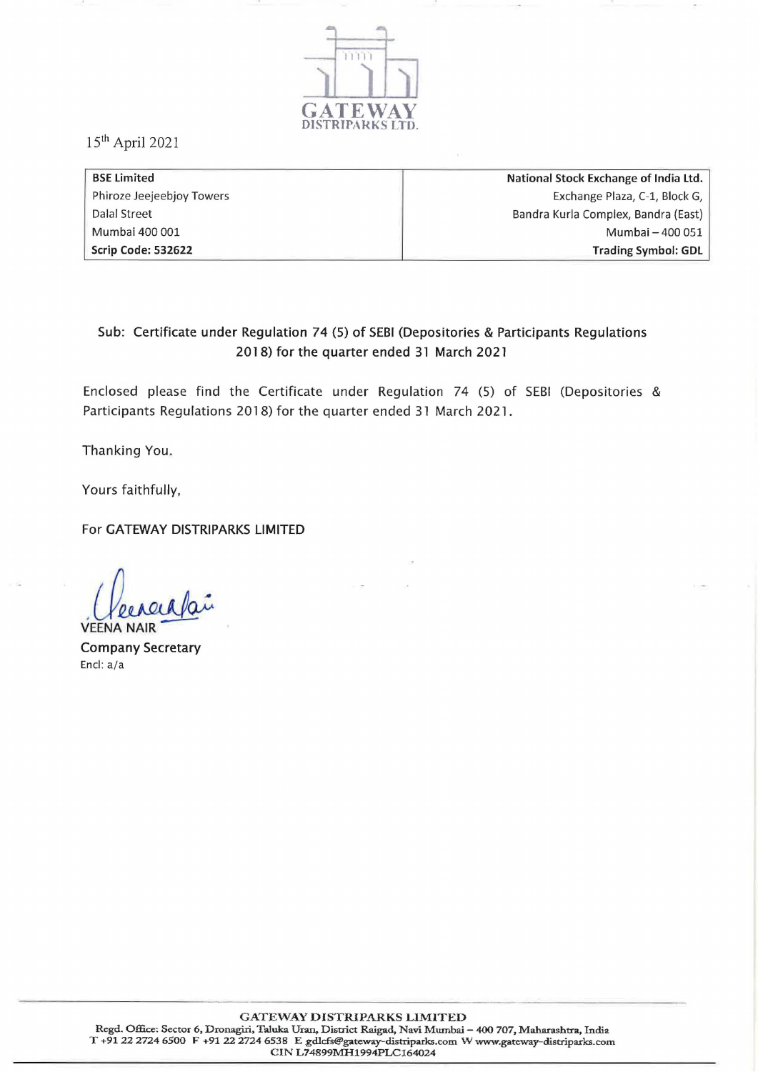GATEWAY
DISTRIPARKS LTD.

15th April 2021

| | |
|---|---|
| **BSE Limited** | **National Stock Exchange of India Ltd.** |
| Phiroze Jeejeebjoy Towers | Exchange Plaza, C-1, Block G, |
| Dalal Street | Bandra Kurla Complex, Bandra (East) |
| Mumbai 400 001 | Mumbai – 400 051 |
| **Scrip Code: 532622** | **Trading Symbol: GDL** |

Sub: Certificate under Regulation 74 (5) of SEBI (Depositories & Participants Regulations 2018) for the quarter ended 31 March 2021

Enclosed please find the Certificate under Regulation 74 (5) of SEBI (Depositories & Participants Regulations 2018) for the quarter ended 31 March 2021.

Thanking You.

Yours faithfully,

For GATEWAY DISTRIPARKS LIMITED

VEENA NAIR
**Company Secretary**
Encl: a/a

**GATEWAY DISTRIPARKS LIMITED**
Regd. Office: Sector 6, Dronagiri, Taluka Uran, District Raigad, Navi Mumbai – 400 707, Maharashtra, India
T +91 22 2724 6500 F +91 22 2724 6538 E gdlcfs@gateway-distriparks.com W www.gateway-distriparks.com
CIN L74899MH1994PLC164024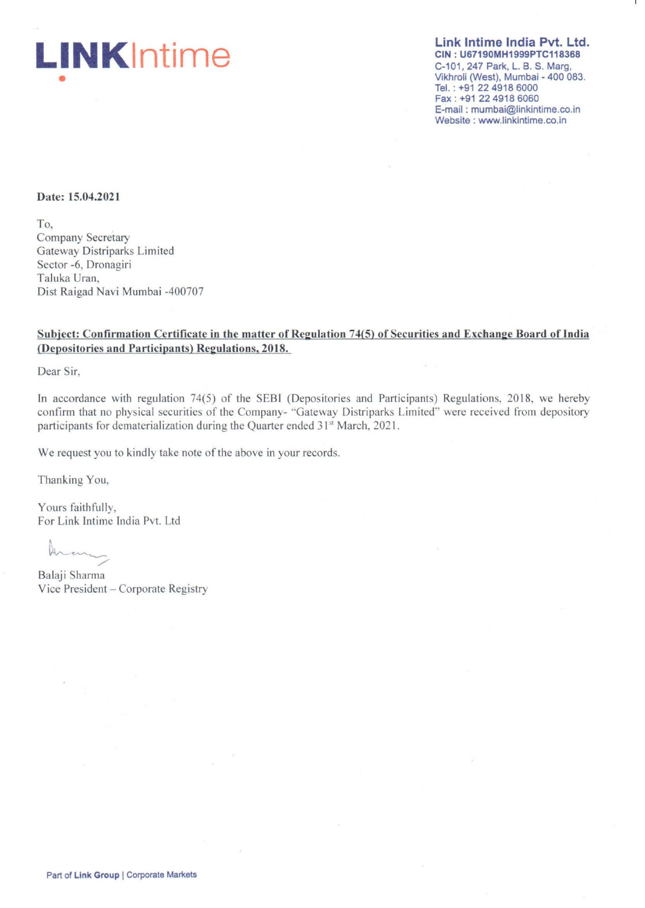**LINKIntime**

**Link Intime India Pvt. Ltd.**
**CIN : U67190MH1999PTC118368**
C-101, 247 Park, L. B. S. Marg,
Vikhroli (West), Mumbai - 400 083.
Tel. : +91 22 4918 6000
Fax : +91 22 4918 6060
E-mail : mumbai@linkintime.co.in
Website : www.linkintime.co.in

**Date: 15.04.2021**

To,
Company Secretary
Gateway Distriparks Limited
Sector -6, Dronagiri
Taluka Uran,
Dist Raigad Navi Mumbai -400707

**Subject: Confirmation Certificate in the matter of Regulation 74(5) of Securities and Exchange Board of India (Depositories and Participants) Regulations, 2018.**

Dear Sir,

In accordance with regulation 74(5) of the SEBI (Depositories and Participants) Regulations, 2018, we hereby confirm that no physical securities of the Company- "Gateway Distriparks Limited" were received from depository participants for dematerialization during the Quarter ended 31st March, 2021.

We request you to kindly take note of the above in your records.

Thanking You,

Yours faithfully,
For Link Intime India Pvt. Ltd

Balaji Sharma
Vice President – Corporate Registry

Part of **Link Group** | Corporate Markets